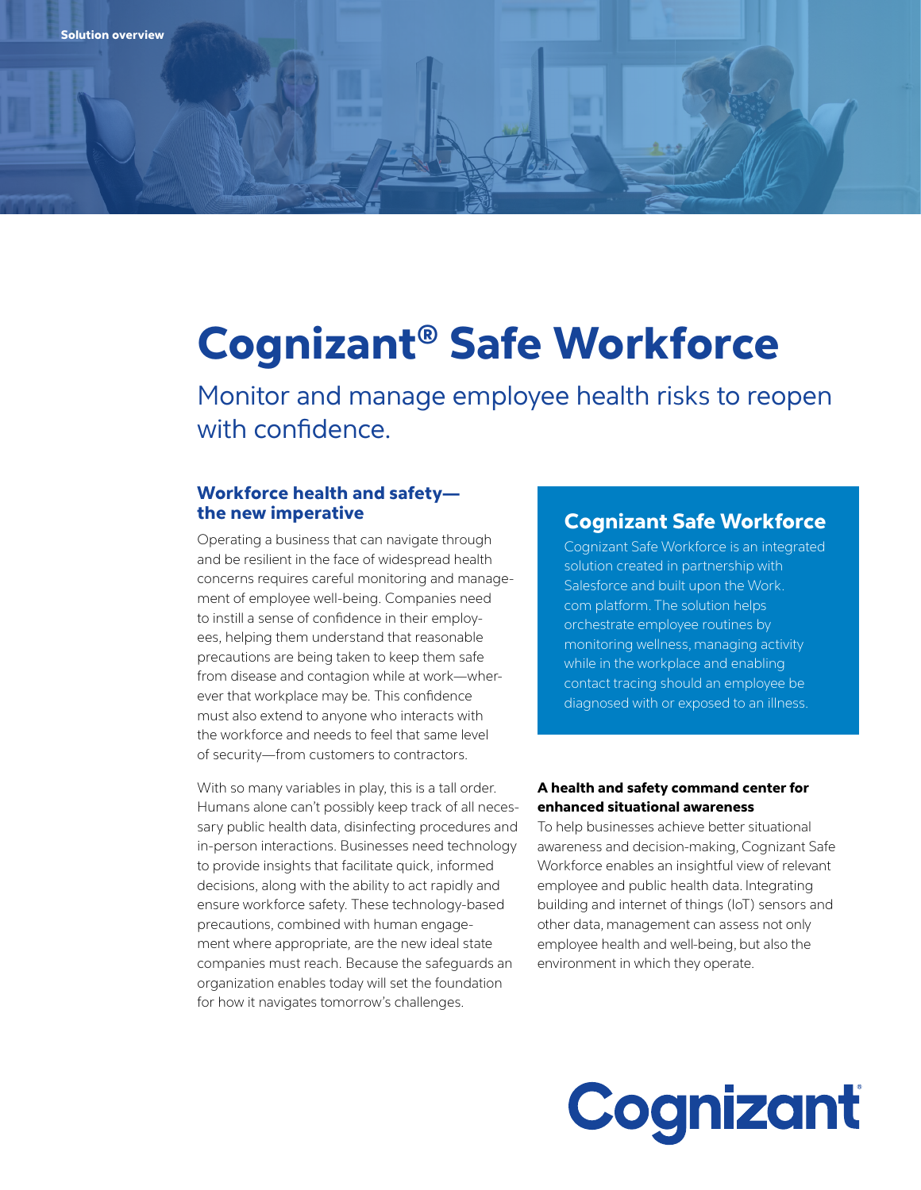Solution overview

# Cognizant® Safe Workforce

Monitor and manage employee health risks to reopen with confidence.

## Workforce health and safety—the new imperative

Operating a business that can navigate through and be resilient in the face of widespread health concerns requires careful monitoring and management of employee well-being. Companies need to instill a sense of confidence in their employees, helping them understand that reasonable precautions are being taken to keep them safe from disease and contagion while at work—wherever that workplace may be. This confidence must also extend to anyone who interacts with the workforce and needs to feel that same level of security—from customers to contractors.

With so many variables in play, this is a tall order. Humans alone can't possibly keep track of all necessary public health data, disinfecting procedures and in-person interactions. Businesses need technology to provide insights that facilitate quick, informed decisions, along with the ability to act rapidly and ensure workforce safety. These technology-based precautions, combined with human engagement where appropriate, are the new ideal state companies must reach. Because the safeguards an organization enables today will set the foundation for how it navigates tomorrow's challenges.

## Cognizant Safe Workforce

Cognizant Safe Workforce is an integrated solution created in partnership with Salesforce and built upon the Work.com platform. The solution helps orchestrate employee routines by monitoring wellness, managing activity while in the workplace and enabling contact tracing should an employee be diagnosed with or exposed to an illness.

### A health and safety command center for enhanced situational awareness

To help businesses achieve better situational awareness and decision-making, Cognizant Safe Workforce enables an insightful view of relevant employee and public health data. Integrating building and internet of things (IoT) sensors and other data, management can assess not only employee health and well-being, but also the environment in which they operate.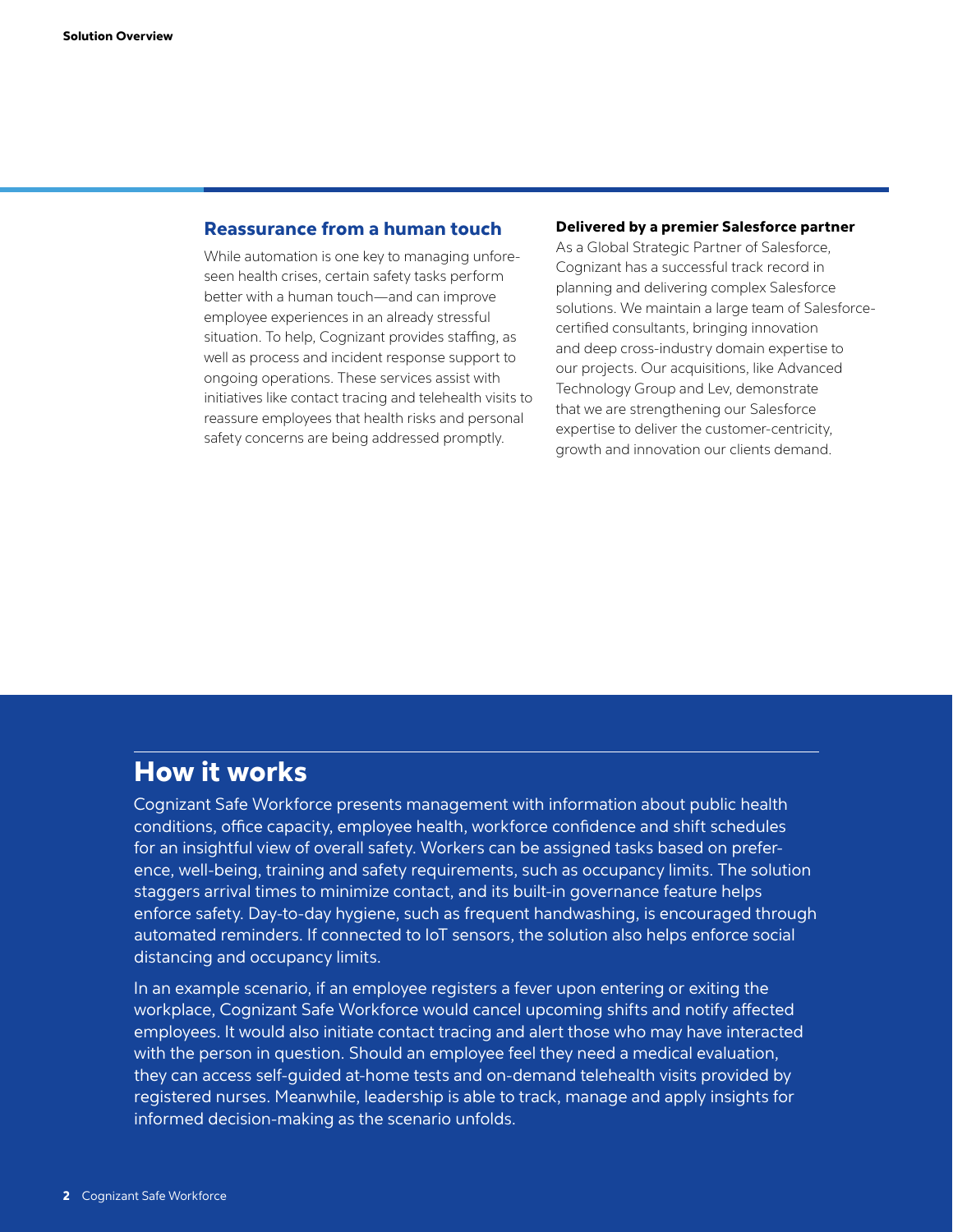## Reassurance from a human touch

While automation is one key to managing unforeseen health crises, certain safety tasks perform better with a human touch—and can improve employee experiences in an already stressful situation. To help, Cognizant provides staffing, as well as process and incident response support to ongoing operations. These services assist with initiatives like contact tracing and telehealth visits to reassure employees that health risks and personal safety concerns are being addressed promptly.

**Delivered by a premier Salesforce partner**

As a Global Strategic Partner of Salesforce, Cognizant has a successful track record in planning and delivering complex Salesforce solutions. We maintain a large team of Salesforce-certified consultants, bringing innovation and deep cross-industry domain expertise to our projects. Our acquisitions, like Advanced Technology Group and Lev, demonstrate that we are strengthening our Salesforce expertise to deliver the customer-centricity, growth and innovation our clients demand.

## How it works

Cognizant Safe Workforce presents management with information about public health conditions, office capacity, employee health, workforce confidence and shift schedules for an insightful view of overall safety. Workers can be assigned tasks based on preference, well-being, training and safety requirements, such as occupancy limits. The solution staggers arrival times to minimize contact, and its built-in governance feature helps enforce safety. Day-to-day hygiene, such as frequent handwashing, is encouraged through automated reminders. If connected to IoT sensors, the solution also helps enforce social distancing and occupancy limits.

In an example scenario, if an employee registers a fever upon entering or exiting the workplace, Cognizant Safe Workforce would cancel upcoming shifts and notify affected employees. It would also initiate contact tracing and alert those who may have interacted with the person in question. Should an employee feel they need a medical evaluation, they can access self-guided at-home tests and on-demand telehealth visits provided by registered nurses. Meanwhile, leadership is able to track, manage and apply insights for informed decision-making as the scenario unfolds.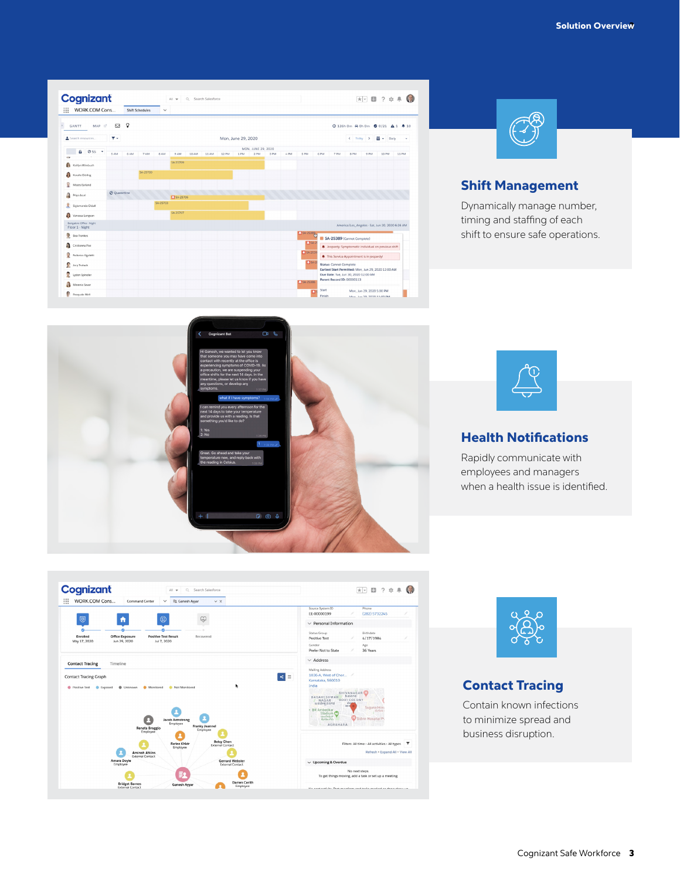## Shift Management

Dynamically manage number, timing and staffing of each shift to ensure safe operations.

## Health Notifications

Rapidly communicate with employees and managers when a health issue is identified.

## Contact Tracing

Contain known infections to minimize spread and business disruption.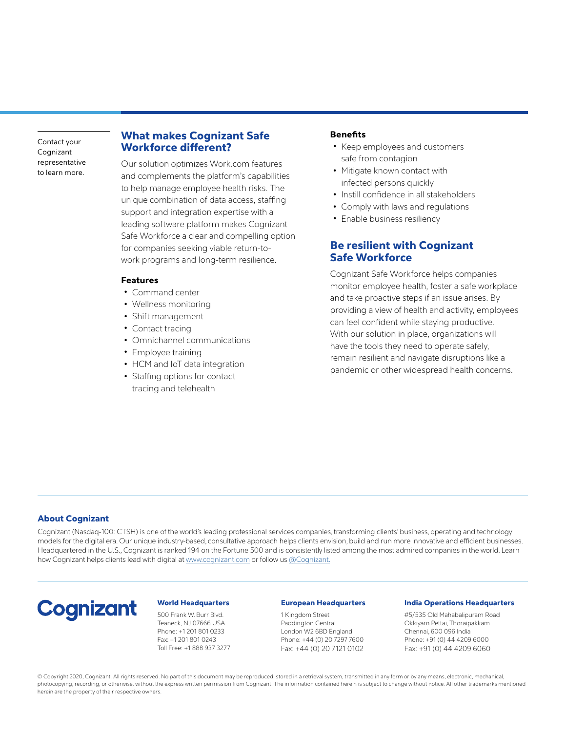Contact your Cognizant representative to learn more.

## What makes Cognizant Safe Workforce different?

Our solution optimizes Work.com features and complements the platform's capabilities to help manage employee health risks. The unique combination of data access, staffing support and integration expertise with a leading software platform makes Cognizant Safe Workforce a clear and compelling option for companies seeking viable return-to-work programs and long-term resilience.

### Features

- Command center
- Wellness monitoring
- Shift management
- Contact tracing
- Omnichannel communications
- Employee training
- HCM and IoT data integration
- Staffing options for contact tracing and telehealth

### Benefits

- Keep employees and customers safe from contagion
- Mitigate known contact with infected persons quickly
- Instill confidence in all stakeholders
- Comply with laws and regulations
- Enable business resiliency

## Be resilient with Cognizant Safe Workforce

Cognizant Safe Workforce helps companies monitor employee health, foster a safe workplace and take proactive steps if an issue arises. By providing a view of health and activity, employees can feel confident while staying productive. With our solution in place, organizations will have the tools they need to operate safely, remain resilient and navigate disruptions like a pandemic or other widespread health concerns.

### About Cognizant

Cognizant (Nasdaq-100: CTSH) is one of the world's leading professional services companies, transforming clients' business, operating and technology models for the digital era. Our unique industry-based, consultative approach helps clients envision, build and run more innovative and efficient businesses. Headquartered in the U.S., Cognizant is ranked 194 on the Fortune 500 and is consistently listed among the most admired companies in the world. Learn how Cognizant helps clients lead with digital at www.cognizant.com or follow us @Cognizant.

Cognizant

**World Headquarters**
500 Frank W. Burr Blvd.
Teaneck, NJ 07666 USA
Phone: +1 201 801 0233
Fax: +1 201 801 0243
Toll Free: +1 888 937 3277

**European Headquarters**
1 Kingdom Street
Paddington Central
London W2 6BD England
Phone: +44 (0) 20 7297 7600
Fax: +44 (0) 20 7121 0102

**India Operations Headquarters**
#5/535 Old Mahabalipuram Road
Okkiyam Pettai, Thoraipakkam
Chennai, 600 096 India
Phone: +91 (0) 44 4209 6000
Fax: +91 (0) 44 4209 6060

© Copyright 2020, Cognizant. All rights reserved. No part of this document may be reproduced, stored in a retrieval system, transmitted in any form or by any means, electronic, mechanical, photocopying, recording, or otherwise, without the express written permission from Cognizant. The information contained herein is subject to change without notice. All other trademarks mentioned herein are the property of their respective owners.